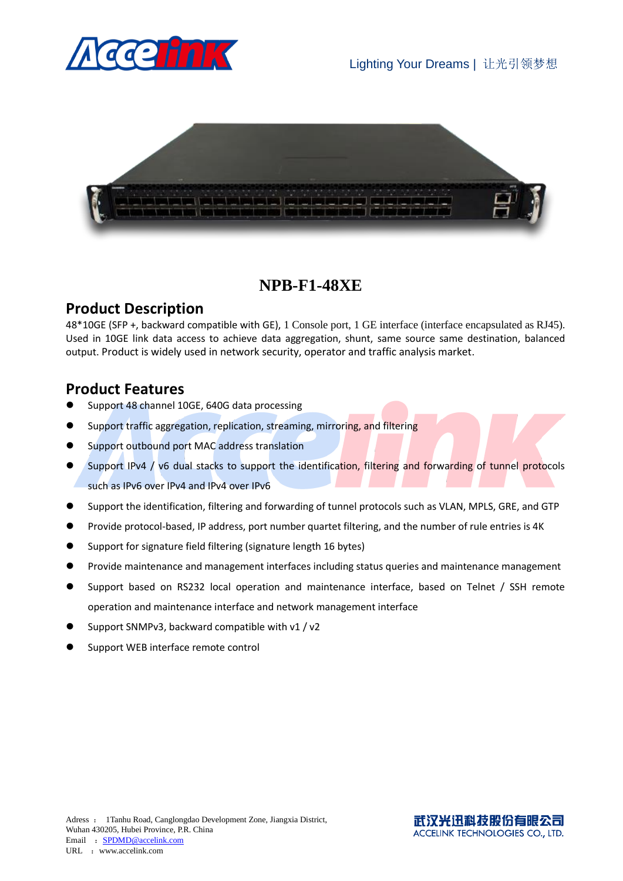Lighting Your Dreams | 让光引领梦想

# NPB-F1-48XE

## Product Description

48*10GE (SFP +, backward compatible with GE), 1 Console port, 1 GE interface (interface encapsulated as RJ45). Used in 10GE link data access to achieve data aggregation, shunt, same source same destination, balanced output. Product is widely used in network security, operator and traffic analysis market.

## Product Features

- Support 48 channel 10GE, 640G data processing
- Support traffic aggregation, replication, streaming, mirroring, and filtering
- Support outbound port MAC address translation
- Support IPv4 / v6 dual stacks to support the identification, filtering and forwarding of tunnel protocols such as IPv6 over IPv4 and IPv4 over IPv6
- Support the identification, filtering and forwarding of tunnel protocols such as VLAN, MPLS, GRE, and GTP
- Provide protocol-based, IP address, port number quartet filtering, and the number of rule entries is 4K
- Support for signature field filtering (signature length 16 bytes)
- Provide maintenance and management interfaces including status queries and maintenance management
- Support based on RS232 local operation and maintenance interface, based on Telnet / SSH remote operation and maintenance interface and network management interface
- Support SNMPv3, backward compatible with v1 / v2
- Support WEB interface remote control

Adress ： 1Tanhu Road, Canglongdao Development Zone, Jiangxia District, Wuhan 430205, Hubei Province, P.R. China
Email ： SPDMD@accelink.com
URL ： www.accelink.com

武汉光迅科技股份有限公司
ACCELINK TECHNOLOGIES CO., LTD.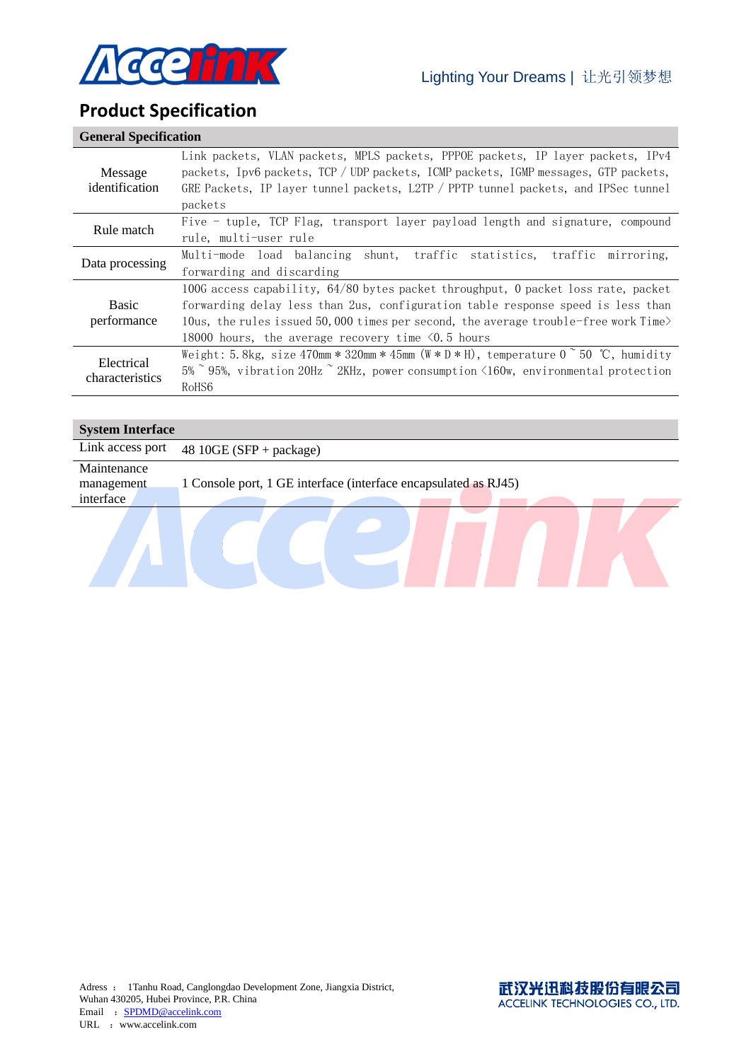## Product Specification

| General Specification | |
|---|---|
| Message identification | Link packets, VLAN packets, MPLS packets, PPPOE packets, IP layer packets, IPv4 packets, Ipv6 packets, TCP / UDP packets, ICMP packets, IGMP messages, GTP packets, GRE Packets, IP layer tunnel packets, L2TP / PPTP tunnel packets, and IPSec tunnel packets |
| Rule match | Five - tuple, TCP Flag, transport layer payload length and signature, compound rule, multi-user rule |
| Data processing | Multi-mode load balancing shunt, traffic statistics, traffic mirroring, forwarding and discarding |
| Basic performance | 100G access capability, 64/80 bytes packet throughput, 0 packet loss rate, packet forwarding delay less than 2us, configuration table response speed is less than 10us, the rules issued 50,000 times per second, the average trouble-free work Time> 18000 hours, the average recovery time <0.5 hours |
| Electrical characteristics | Weight: 5.8kg, size 470mm＊320mm＊45mm (W＊D＊H), temperature 0 ~ 50 ℃, humidity 5% ~ 95%, vibration 20Hz ~ 2KHz, power consumption <160w, environmental protection RoHS6 |

| System Interface | |
|---|---|
| Link access port | 48 10GE (SFP + package) |
| Maintenance management interface | 1 Console port, 1 GE interface (interface encapsulated as RJ45) |

Adress ： 1Tanhu Road, Canglongdao Development Zone, Jiangxia District, Wuhan 430205, Hubei Province, P.R. China
Email ： SPDMD@accelink.com
URL ： www.accelink.com

武汉光迅科技股份有限公司
ACCELINK TECHNOLOGIES CO., LTD.